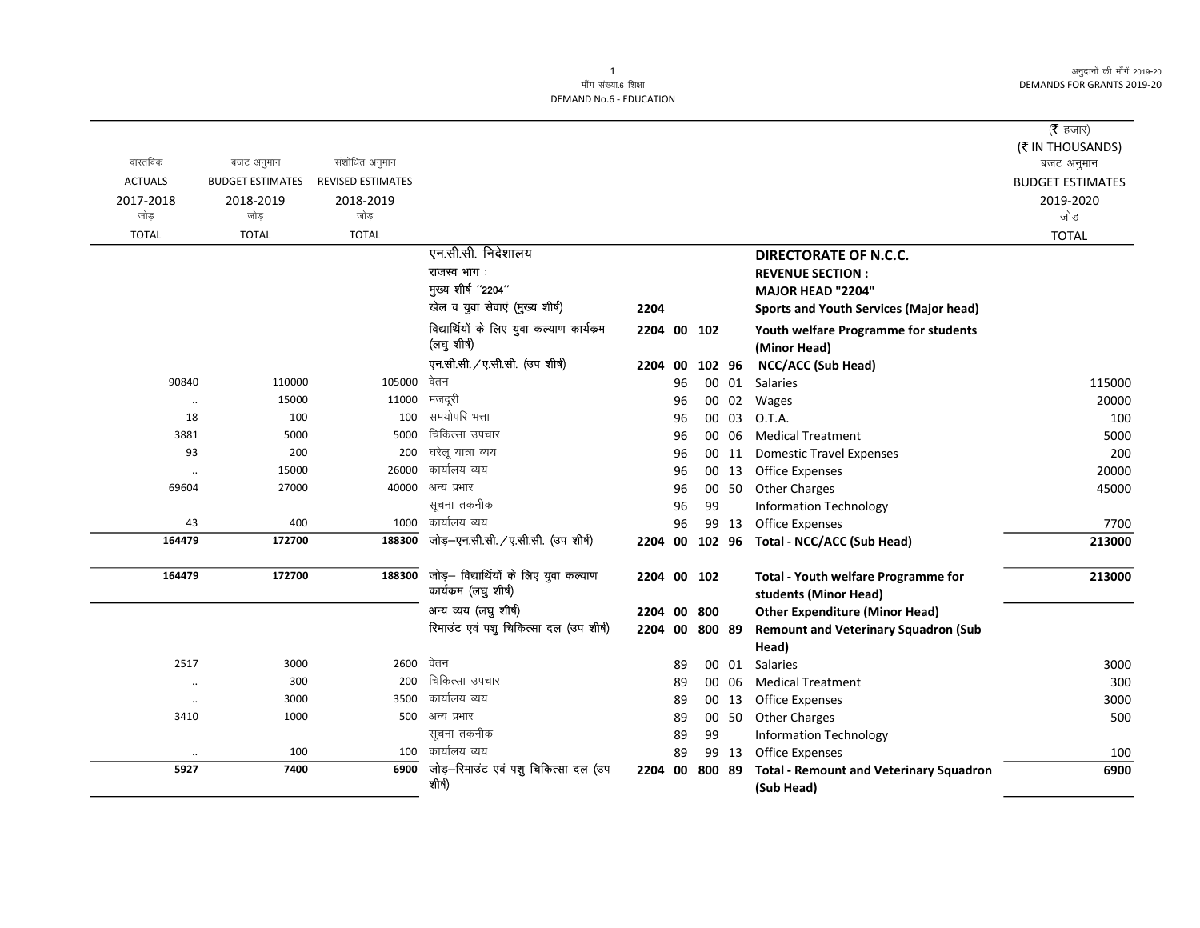मॉंग संख्या.6 शिक्षा
DEMAND No.6 - EDUCATION

अनुदानों की मॉंगें 2019-20
DEMANDS FOR GRANTS 2019-20

(₹ हजार)
(₹ IN THOUSANDS)

| वास्तविक ACTUALS 2017-2018 जोड़ TOTAL | बजट अनुमान BUDGET ESTIMATES 2018-2019 जोड़ TOTAL | संशोधित अनुमान REVISED ESTIMATES 2018-2019 जोड़ TOTAL | | | | | | | बजट अनुमान BUDGET ESTIMATES 2019-2020 जोड़ TOTAL |
|---|---|---|---|---|---|---|---|---|---|
| | | | एन.सी.सी. निदेशालय | | | | | **DIRECTORATE OF N.C.C.** | |
| | | | राजस्व भाग : | | | | | **REVENUE SECTION :** | |
| | | | मुख्य शीर्ष ''2204'' | | | | | **MAJOR HEAD "2204"** | |
| | | | खेल व युवा सेवाएं (मुख्य शीर्ष) | 2204 | | | | **Sports and Youth Services (Major head)** | |
| | | | विद्यार्थियों के लिए युवा कल्याण कार्यक्रम (लघु शीर्ष) | 2204 | 00 | 102 | | **Youth welfare Programme for students (Minor Head)** | |
| | | | एन.सी.सी. / ए.सी.सी. (उप शीर्ष) | 2204 | 00 | 102 | 96 | **NCC/ACC (Sub Head)** | |
| 90840 | 110000 | 105000 | वेतन | | 96 | 00 | 01 | Salaries | 115000 |
| .. | 15000 | 11000 | मजदूरी | | 96 | 00 | 02 | Wages | 20000 |
| 18 | 100 | 100 | समयोपरि भत्ता | | 96 | 00 | 03 | O.T.A. | 100 |
| 3881 | 5000 | 5000 | चिकित्सा उपचार | | 96 | 00 | 06 | Medical Treatment | 5000 |
| 93 | 200 | 200 | घरेलू यात्रा व्यय | | 96 | 00 | 11 | Domestic Travel Expenses | 200 |
| .. | 15000 | 26000 | कार्यालय व्यय | | 96 | 00 | 13 | Office Expenses | 20000 |
| 69604 | 27000 | 40000 | अन्य प्रभार | | 96 | 00 | 50 | Other Charges | 45000 |
| | | | सूचना तकनीक | | 96 | 99 | | Information Technology | |
| 43 | 400 | 1000 | कार्यालय व्यय | | 96 | 99 | 13 | Office Expenses | 7700 |
| **164479** | **172700** | **188300** | जोड़–एन.सी.सी. / ए.सी.सी. (उप शीर्ष) | 2204 | 00 | 102 | 96 | **Total - NCC/ACC (Sub Head)** | **213000** |
| **164479** | **172700** | **188300** | जोड़– विद्यार्थियों के लिए युवा कल्याण कार्यक्रम (लघु शीर्ष) | 2204 | 00 | 102 | | **Total - Youth welfare Programme for students (Minor Head)** | **213000** |
| | | | अन्य व्यय (लघु शीर्ष) | 2204 | 00 | 800 | | **Other Expenditure (Minor Head)** | |
| | | | रिमाउंट एवं पशु चिकित्सा दल (उप शीर्ष) | 2204 | 00 | 800 | 89 | **Remount and Veterinary Squadron (Sub Head)** | |
| 2517 | 3000 | 2600 | वेतन | | 89 | 00 | 01 | Salaries | 3000 |
| .. | 300 | 200 | चिकित्सा उपचार | | 89 | 00 | 06 | Medical Treatment | 300 |
| .. | 3000 | 3500 | कार्यालय व्यय | | 89 | 00 | 13 | Office Expenses | 3000 |
| 3410 | 1000 | 500 | अन्य प्रभार | | 89 | 00 | 50 | Other Charges | 500 |
| | | | सूचना तकनीक | | 89 | 99 | | Information Technology | |
| .. | 100 | 100 | कार्यालय व्यय | | 89 | 99 | 13 | Office Expenses | 100 |
| **5927** | **7400** | **6900** | जोड़–रिमाउंट एवं पशु चिकित्सा दल (उप शीर्ष) | 2204 | 00 | 800 | 89 | **Total - Remount and Veterinary Squadron (Sub Head)** | **6900** |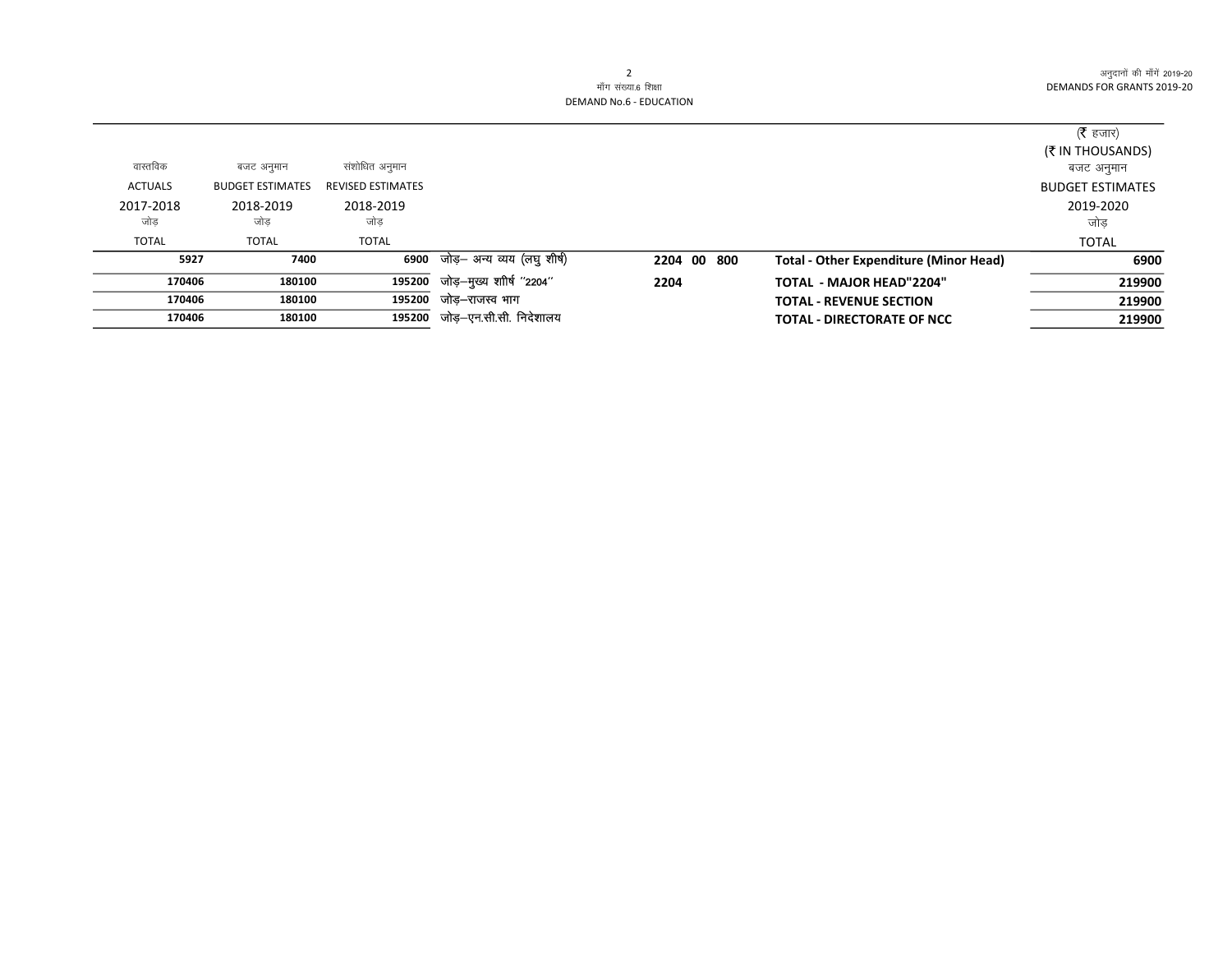माँग संख्या.6 शिक्षा
DEMAND No.6 - EDUCATION

(₹ हजार)
(₹ IN THOUSANDS)

| वास्तविक ACTUALS 2017-2018 जोड़ TOTAL | बजट अनुमान BUDGET ESTIMATES 2018-2019 जोड़ TOTAL | संशोधित अनुमान REVISED ESTIMATES 2018-2019 जोड़ TOTAL | | | | बजट अनुमान BUDGET ESTIMATES 2019-2020 जोड़ TOTAL |
|---|---|---|---|---|---|---|
| 5927 | 7400 | 6900 | जोड़– अन्य व्यय (लघु शीर्ष) | 2204 00 800 | **Total - Other Expenditure (Minor Head)** | **6900** |
| **170406** | **180100** | **195200** | जोड़–मुख्य शीर्ष ''2204'' | **2204** | **TOTAL - MAJOR HEAD"2204"** | **219900** |
| **170406** | **180100** | **195200** | जोड़–राजस्व भाग | | **TOTAL - REVENUE SECTION** | **219900** |
| **170406** | **180100** | **195200** | जोड़–एन.सी.सी. निदेशालय | | **TOTAL - DIRECTORATE OF NCC** | **219900** |